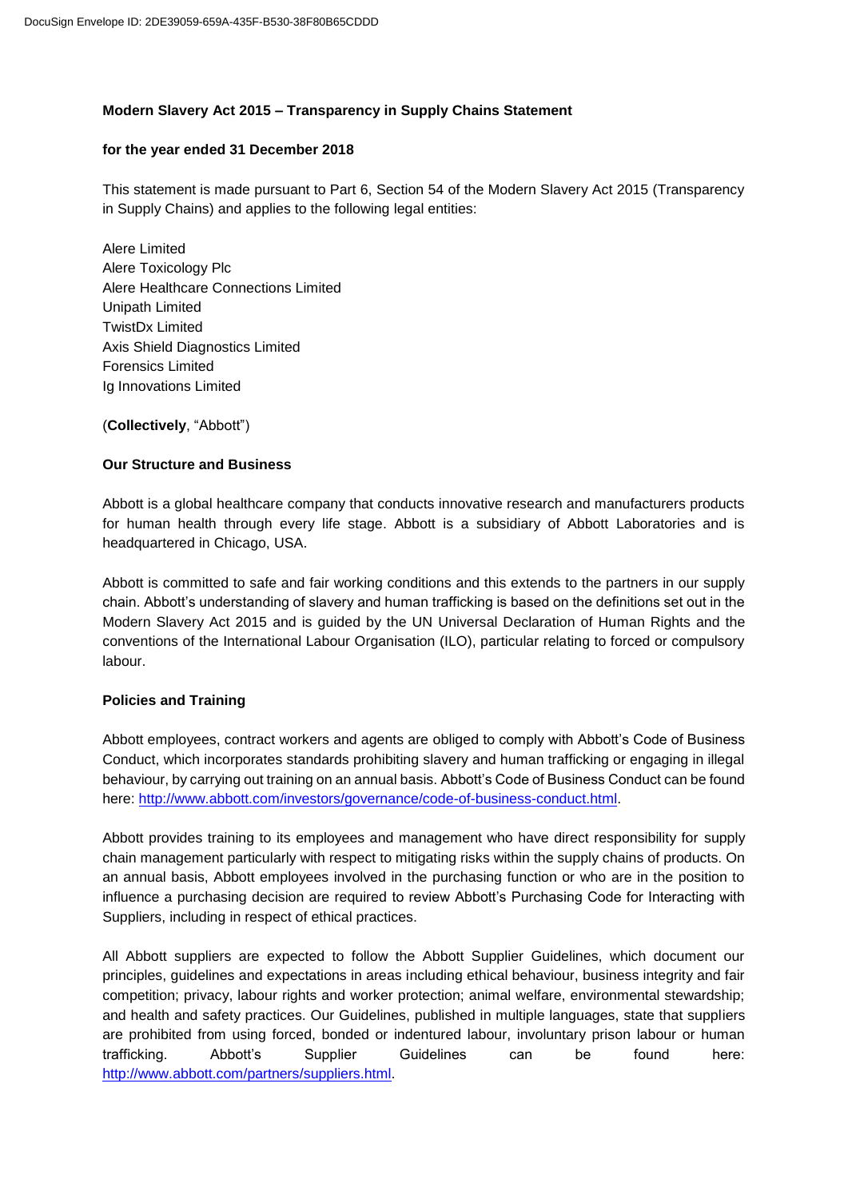**Modern Slavery Act 2015 – Transparency in Supply Chains Statement**

**for the year ended 31 December 2018**

This statement is made pursuant to Part 6, Section 54 of the Modern Slavery Act 2015 (Transparency in Supply Chains) and applies to the following legal entities:

Alere Limited
Alere Toxicology Plc
Alere Healthcare Connections Limited
Unipath Limited
TwistDx Limited
Axis Shield Diagnostics Limited
Forensics Limited
Ig Innovations Limited

(**Collectively**, "Abbott")

**Our Structure and Business**

Abbott is a global healthcare company that conducts innovative research and manufacturers products for human health through every life stage. Abbott is a subsidiary of Abbott Laboratories and is headquartered in Chicago, USA.

Abbott is committed to safe and fair working conditions and this extends to the partners in our supply chain. Abbott's understanding of slavery and human trafficking is based on the definitions set out in the Modern Slavery Act 2015 and is guided by the UN Universal Declaration of Human Rights and the conventions of the International Labour Organisation (ILO), particular relating to forced or compulsory labour.

**Policies and Training**

Abbott employees, contract workers and agents are obliged to comply with Abbott's Code of Business Conduct, which incorporates standards prohibiting slavery and human trafficking or engaging in illegal behaviour, by carrying out training on an annual basis. Abbott's Code of Business Conduct can be found here: http://www.abbott.com/investors/governance/code-of-business-conduct.html.

Abbott provides training to its employees and management who have direct responsibility for supply chain management particularly with respect to mitigating risks within the supply chains of products. On an annual basis, Abbott employees involved in the purchasing function or who are in the position to influence a purchasing decision are required to review Abbott's Purchasing Code for Interacting with Suppliers, including in respect of ethical practices.

All Abbott suppliers are expected to follow the Abbott Supplier Guidelines, which document our principles, guidelines and expectations in areas including ethical behaviour, business integrity and fair competition; privacy, labour rights and worker protection; animal welfare, environmental stewardship; and health and safety practices. Our Guidelines, published in multiple languages, state that suppliers are prohibited from using forced, bonded or indentured labour, involuntary prison labour or human trafficking. Abbott's Supplier Guidelines can be found here: http://www.abbott.com/partners/suppliers.html.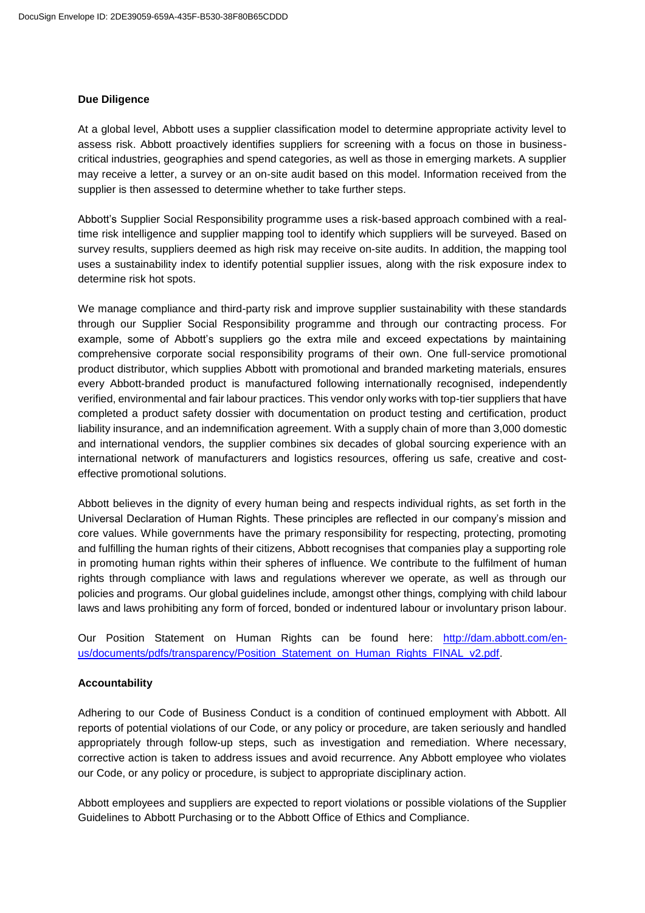**Due Diligence**

At a global level, Abbott uses a supplier classification model to determine appropriate activity level to assess risk. Abbott proactively identifies suppliers for screening with a focus on those in business-critical industries, geographies and spend categories, as well as those in emerging markets. A supplier may receive a letter, a survey or an on-site audit based on this model. Information received from the supplier is then assessed to determine whether to take further steps.

Abbott's Supplier Social Responsibility programme uses a risk-based approach combined with a real-time risk intelligence and supplier mapping tool to identify which suppliers will be surveyed. Based on survey results, suppliers deemed as high risk may receive on-site audits. In addition, the mapping tool uses a sustainability index to identify potential supplier issues, along with the risk exposure index to determine risk hot spots.

We manage compliance and third-party risk and improve supplier sustainability with these standards through our Supplier Social Responsibility programme and through our contracting process. For example, some of Abbott's suppliers go the extra mile and exceed expectations by maintaining comprehensive corporate social responsibility programs of their own. One full-service promotional product distributor, which supplies Abbott with promotional and branded marketing materials, ensures every Abbott-branded product is manufactured following internationally recognised, independently verified, environmental and fair labour practices. This vendor only works with top-tier suppliers that have completed a product safety dossier with documentation on product testing and certification, product liability insurance, and an indemnification agreement. With a supply chain of more than 3,000 domestic and international vendors, the supplier combines six decades of global sourcing experience with an international network of manufacturers and logistics resources, offering us safe, creative and cost-effective promotional solutions.

Abbott believes in the dignity of every human being and respects individual rights, as set forth in the Universal Declaration of Human Rights. These principles are reflected in our company's mission and core values. While governments have the primary responsibility for respecting, protecting, promoting and fulfilling the human rights of their citizens, Abbott recognises that companies play a supporting role in promoting human rights within their spheres of influence. We contribute to the fulfilment of human rights through compliance with laws and regulations wherever we operate, as well as through our policies and programs. Our global guidelines include, amongst other things, complying with child labour laws and laws prohibiting any form of forced, bonded or indentured labour or involuntary prison labour.

Our Position Statement on Human Rights can be found here: [http://dam.abbott.com/en-us/documents/pdfs/transparency/Position_Statement_on_Human_Rights_FINAL_v2.pdf](http://dam.abbott.com/en-us/documents/pdfs/transparency/Position_Statement_on_Human_Rights_FINAL_v2.pdf).

**Accountability**

Adhering to our Code of Business Conduct is a condition of continued employment with Abbott. All reports of potential violations of our Code, or any policy or procedure, are taken seriously and handled appropriately through follow-up steps, such as investigation and remediation. Where necessary, corrective action is taken to address issues and avoid recurrence. Any Abbott employee who violates our Code, or any policy or procedure, is subject to appropriate disciplinary action.

Abbott employees and suppliers are expected to report violations or possible violations of the Supplier Guidelines to Abbott Purchasing or to the Abbott Office of Ethics and Compliance.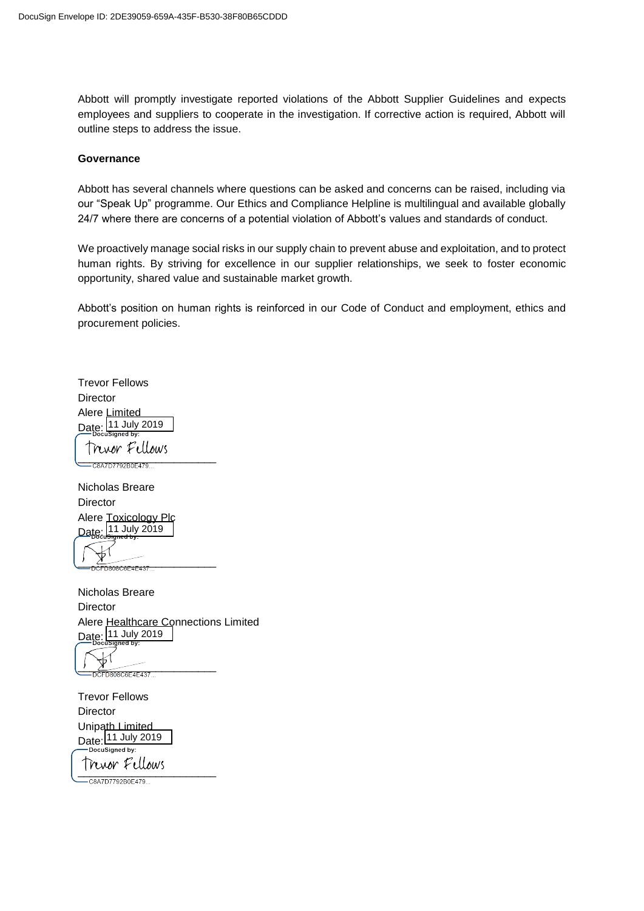Abbott will promptly investigate reported violations of the Abbott Supplier Guidelines and expects employees and suppliers to cooperate in the investigation. If corrective action is required, Abbott will outline steps to address the issue.

**Governance**

Abbott has several channels where questions can be asked and concerns can be raised, including via our "Speak Up" programme. Our Ethics and Compliance Helpline is multilingual and available globally 24/7 where there are concerns of a potential violation of Abbott's values and standards of conduct.

We proactively manage social risks in our supply chain to prevent abuse and exploitation, and to protect human rights. By striving for excellence in our supplier relationships, we seek to foster economic opportunity, shared value and sustainable market growth.

Abbott's position on human rights is reinforced in our Code of Conduct and employment, ethics and procurement policies.

Trevor Fellows
Director
Alere Limited
Date: 11 July 2019

DocuSigned by:
Trevor Fellows
C8A7D7792B0E479...

Nicholas Breare
Director
Alere Toxicology Plc
Date: 11 July 2019

DocuSigned by:
DCFD808C6E4E437...

Nicholas Breare
Director
Alere Healthcare Connections Limited
Date: 11 July 2019

DocuSigned by:
DCFD808C6E4E437...

Trevor Fellows
Director
Unipath Limited
Date: 11 July 2019

DocuSigned by:
Trevor Fellows
C8A7D7792B0E479...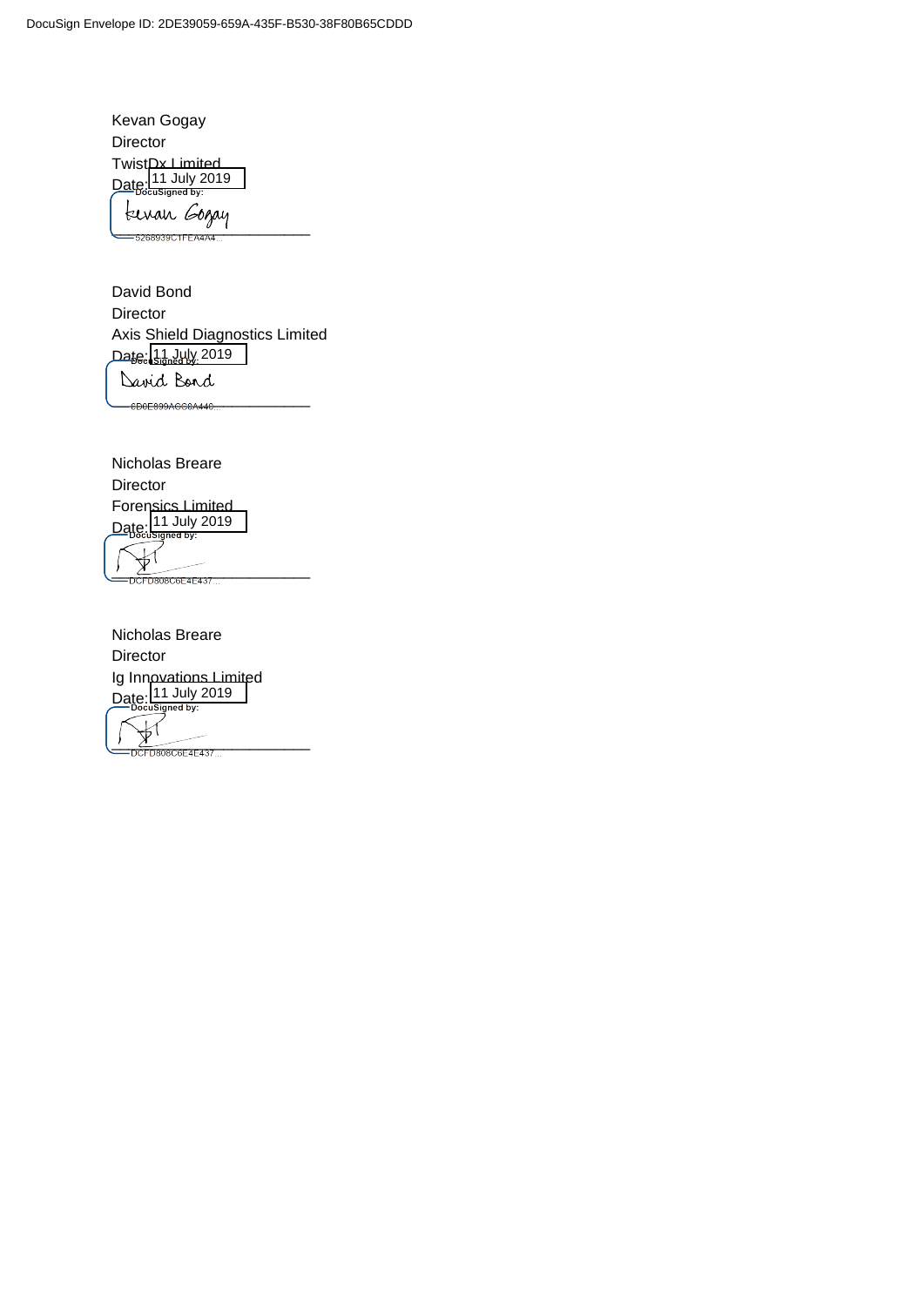Kevan Gogay
Director
TwistDx Limited
Date: 11 July 2019

DocuSigned by:
Kevan Gogay
5268939C1FEA4A4...

David Bond
Director
Axis Shield Diagnostics Limited
Date: 11 July 2019

DocuSigned by:
David Bond
6D6E899ACC8A440...

Nicholas Breare
Director
Forensics Limited
Date: 11 July 2019

DocuSigned by:
DCFD808C6E4E437...

Nicholas Breare
Director
Ig Innovations Limited
Date: 11 July 2019

DocuSigned by:
DCFD808C6E4E437...